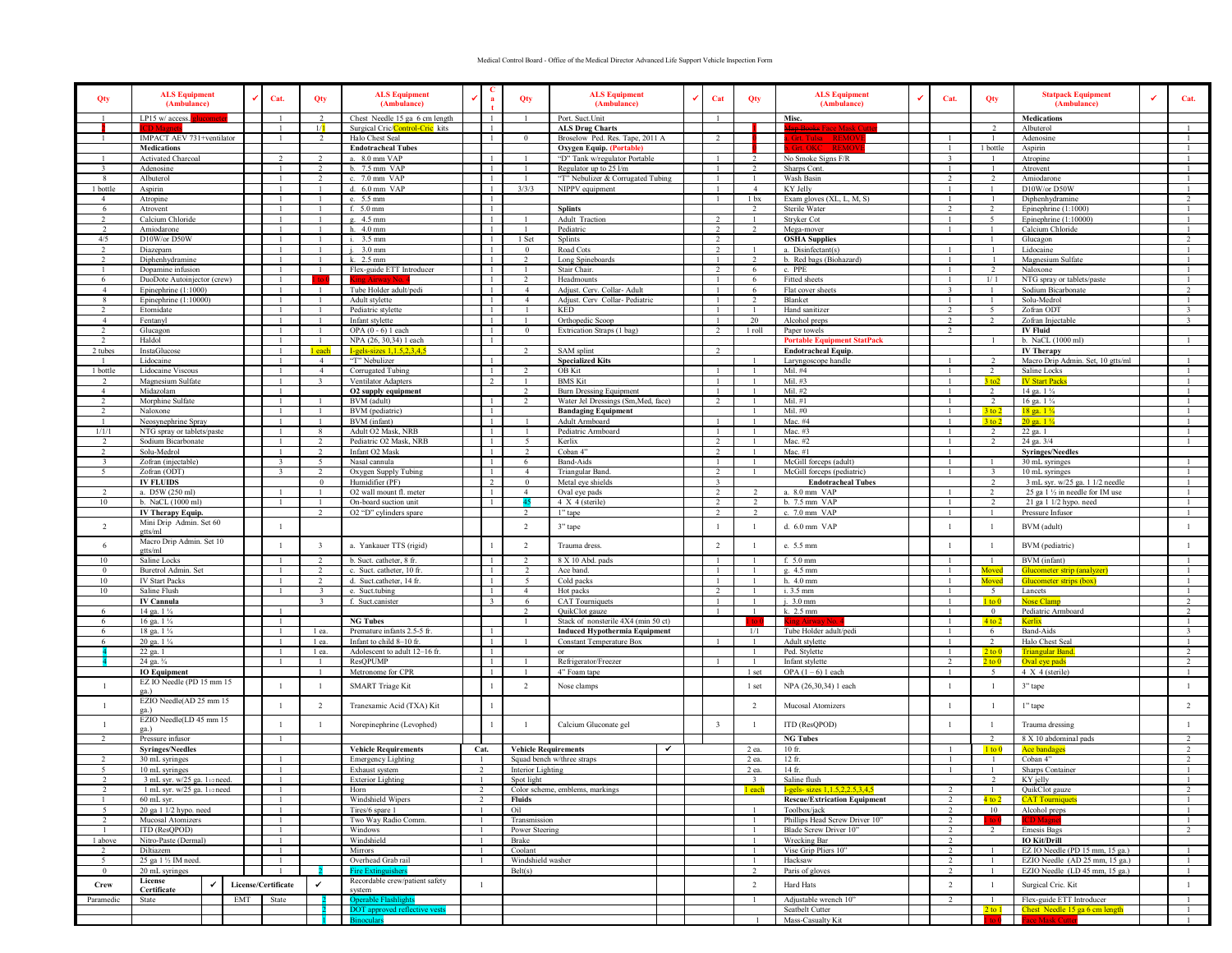Medical Control Board - Office of the Medical Director Advanced Life Support Vehicle Inspection Form

| Qty | ALS Equipment (Ambulance) | ✓ | Cat. | Qty | ALS Equipment (Ambulance) | ✓ | Cat | Qty | ALS Equipment (Ambulance) | ✓ | Cat | Qty | ALS Equipment (Ambulance) | ✓ | Cat. | Qty | Statpack Equipment (Ambulance) | ✓ | Cat. |
|---|---|---|---|---|---|---|---|---|---|---|---|---|---|---|---|---|---|---|---|
| 1 | LP15 w/ access, glucometer | | 1 | 2 | Chest Needle 15 ga 6 cm length | | 1 | 1 | Port. Suct.Unit | | 1 | | Misc. | | | | Medications | | |
| 1 | CD Magnet | | 1 | 1/1 | Surgical Cric/Control-Cric kits | | 1 | | ALS Drug Charts | | | 1 | ~~Map Books~~ Face Mask Cutter | | | 2 | Albuterol | | 1 |
| 1 | IMPACT AEV 731+ventilator | | 1 | 2 | Halo Chest Seal | | 1 | 0 | Broselow Ped. Res. Tape, 2011 A | | 2 | 1 | 2 Gr. Tulsa – REMOVE | | 1 | 1 | Adenosine | | 1 |
| | Medications | | | | Endotracheal Tubes | | | | Oxygen Equip. (Portable) | | | 1 | 2 Gr. OKC – REMOVE | | 1 | 1 bottle | Aspirin | | 1 |
| 1 | Activated Charcoal | | 2 | 2 | a. 8.0 mm VAP | | 1 | 1 | "D" Tank w/regulator Portable | | 1 | 2 | No Smoke Signs F/R | | 3 | 1 | Atropine | | 1 |
| 3 | Adenosine | | 1 | 2 | b. 7.5 mm VAP | | 1 | 1 | Regulator up to 25 l/m | | 1 | 2 | Sharps Cont. | | 1 | 1 | Atrovent | | 1 |
| 8 | Albuterol | | 1 | 2 | c. 7.0 mm VAP | | 1 | 1 | "T" Nebulizer & Corrugated Tubing | | 1 | 1 | Wash Basin | | 2 | 2 | Amiodarone | | 1 |
| 1 bottle | Aspirin | | 1 | 1 | d. 6.0 mm VAP | | 1 | 3/3/3 | NIPPV equipment | | 1 | 4 | KY Jelly | | 1 | 1 | D10W/or D50W | | 1 |
| 4 | Atropine | | 1 | 1 | e. 5.5 mm | | 1 | | | | 1 | 1 bx | Exam gloves (XL, L, M, S) | | 1 | 1 | Diphenhydramine | | 2 |
| 6 | Atrovent | | 1 | 1 | f. 5.0 mm | | 1 | | Splints | | | 2 | Sterile Water | | 2 | 2 | Epinephrine (1:1000) | | 1 |
| 2 | Calcium Chloride | | 1 | 1 | g. 4.5 mm | | 1 | 1 | Adult Traction | | 2 | 1 | Stryker Cot | | 1 | 5 | Epinephrine (1:10000) | | 1 |
| 2 | Amiodarone | | 1 | 1 | h. 4.0 mm | | 1 | 1 | Pediatric | | 2 | 2 | Mega-mover | | 1 | 1 | Calcium Chloride | | 1 |
| 4/5 | D10W/or D50W | | 1 | 1 | i. 3.5 mm | | 1 | 1 Set | Splints | | 2 | | OSHA Supplies | | | 1 | Glucagon | | 2 |
| 2 | Diazepam | | 1 | 1 | j. 3.0 mm | | 1 | 0 | Road Cots | | 2 | 1 | a. Disinfectant(s) | | 1 | 1 | Lidocaine | | 1 |
| 2 | Diphenhydramine | | 1 | 1 | k. 2.5 mm | | 1 | 2 | Long Spineboards | | 1 | 2 | b. Red bags (Biohazard) | | 1 | 1 | Magnesium Sulfate | | 1 |
| 1 | Dopamine infusion | | 1 | 1 | Flex-guide ETT Introducer | | 1 | 1 | Stair Chair. | | 2 | 6 | c. PPE | | 1 | 2 | Naloxone | | 1 |
| 6 | DuoDote Autoinjector (crew) | | 1 | 1 to 0 | King Airway No. 4 | | 1 | 2 | Headmounts | | 1 | 6 | Fitted sheets | | 1 | 1/ 1 | NTG spray or tablets/paste | | 1 |
| 4 | Epinephrine (1:1000) | | 1 | 1 | Tube Holder adult/pedi | | 1 | 4 | Adjust. Cerv. Collar- Adult | | 1 | 6 | Flat cover sheets | | 3 | 1 | Sodium Bicarbonate | | 2 |
| 8 | Epinephrine (1:10000) | | 1 | 1 | Adult stylette | | 1 | 4 | Adjust. Cerv. Collar- Pediatric | | 1 | 2 | Blanket | | 1 | 1 | Solu-Medrol | | 1 |
| 2 | Etomidate | | 1 | 1 | Pediatric stylette | | 1 | 1 | KED | | 1 | 1 | Hand sanitizer | | 2 | 5 | Zofran ODT | | 3 |
| 4 | Fentanyl | | 1 | 1 | Infant stylette | | 1 | 1 | Orthopedic Scoop | | 1 | 20 | Alcohol preps | | 2 | 2 | Zofran Injectable | | 3 |
| 2 | Glucagon | | 1 | 1 | OPA (0 - 6) 1 each | | 1 | 0 | Extrication Straps (1 bag) | | 2 | 1 roll | Paper towels | | 2 | | IV Fluid | | |
| 2 | Haldol | | 1 | 1 | NPA (26, 30,34) 1 each | | 1 | | | | | | Portable Equipment StatPack | | | 1 | b. NaCL (1000 ml) | | 1 |
| 2 tubes | InstaGlucose | | 1 | 1 each | I-gels-sizes 1,1.5,2,2.5,3,4,5 | | | 2 | SAM splint | | 2 | | Endotracheal Equip. | | | | IV Therapy | | |
| 1 | Lidocaine | | 1 | 4 | "T" Nebulizer | | 1 | | Specialized Kits | | | 1 | Laryngoscope handle | | 1 | 2 | Macro Drip Admin. Set, 10 gtts/ml | | 1 |
| 1 bottle | Lidocaine Viscous | | 1 | 4 | Corrugated Tubing | | 1 | 2 | OB Kit | | 1 | 1 | Mil. #4 | | 1 | 2 | Saline Locks | | 1 |
| 2 | Magnesium Sulfate | | 1 | 3 | Ventilator Adapters | | 2 | 1 | BMS Kit | | 1 | 1 | Mil. #3 | | 1 | 3 to2 | IV Start Packs | | 1 |
| 4 | Midazolam | | 1 | | O2 supply equipment | | | 2 | Burn Dressing Equipment | | 1 | 1 | Mil. #2 | | 1 | 2 | 14 ga. 1 ¼ | | 1 |
| 2 | Morphine Sulfate | | 1 | 1 | BVM (adult) | | 1 | 2 | Water Jel Dressings (Sm,Med, face) | | 2 | 1 | Mil. #1 | | 1 | 2 | 16 ga. 1 ¼ | | 1 |
| 2 | Naloxone | | 1 | 1 | BVM (pediatric) | | 1 | | Bandaging Equipment | | | 1 | Mil. #0 | | 1 | 3 to 2 | 18 ga. 1 ¼ | | 1 |
| 1 | Neosynephrine Spray | | 1 | 1 | BVM (infant) | | 1 | 1 | Adult Armboard | | 1 | 1 | Mac. #4 | | 1 | 3 to 2 | 20 ga. 1 ¼ | | 1 |
| 1/1/1 | NTG spray or tablets/paste | | 1 | 8 | Adult O2 Mask, NRB | | 1 | 1 | Pediatric Armboard | | 1 | 1 | Mac. #3 | | 1 | 2 | 22 ga. 1 | | 1 |
| 2 | Sodium Bicarbonate | | 1 | 2 | Pediatric O2 Mask, NRB | | 1 | 5 | Kerlix | | 2 | 1 | Mac. #2 | | 1 | 2 | 24 ga. 3/4 | | 1 |
| 2 | Solu-Medrol | | 1 | 2 | Infant O2 Mask | | 1 | 2 | Coban 4" | | 2 | 1 | Mac. #1 | | 1 | | Syringes/Needles | | |
| 3 | Zofran (injectable) | | 3 | 5 | Nasal cannula | | 1 | 6 | Band-Aids | | 1 | 1 | McGill forceps (adult) | | 1 | 1 | 30 mL syringes | | 1 |
| 5 | Zofran (ODT) | | 3 | 2 | Oxygen Supply Tubing | | 1 | 4 | Triangular Band. | | 2 | 1 | McGill forceps (pediatric) | | 1 | 3 | 10 mL syringes | | 1 |
| | IV FLUIDS | | | 0 | Humidifier (PF) | | 2 | 0 | Metal eye shields | | 3 | | Endotracheal Tubes | | | 2 | 3 mL syr. w/25 ga. 1 1/2 needle | | 1 |
| 2 | a. D5W (250 ml) | | 1 | 1 | O2 wall mount fl. meter | | 1 | 4 | Oval eye pads | | 2 | 2 | a. 8.0 mm VAP | | 1 | 2 | 25 ga 1 ½ in needle for IM use | | 1 |
| 10 | b. NaCL (1000 ml) | | 1 | 1 | On-board suction unit | | 1 | 45 | 4 X 4 (sterile) | | 2 | 2 | b. 7.5 mm VAP | | 1 | 2 | 21 ga 1 1/2 hypo. need | | 1 |
| | IV Therapy Equip. | | | 2 | O2 "D" cylinders spare | | | 2 | 1" tape | | 2 | 2 | c. 7.0 mm VAP | | 1 | 1 | Pressure Infusor | | 1 |
| 2 | Mini Drip Admin. Set 60 gtts/ml | | 1 | | | | | 2 | 3" tape | | 1 | 1 | d. 6.0 mm VAP | | 1 | 1 | BVM (adult) | | 1 |
| 6 | Macro Drip Admin. Set 10 gtts/ml | | 1 | 3 | a. Yankauer TTS (rigid) | | 1 | 2 | Trauma dress. | | 2 | 1 | e. 5.5 mm | | 1 | 1 | BVM (pediatric) | | 1 |
| 10 | Saline Locks | | 1 | 2 | b. Suct. catheter, 8 fr. | | 1 | 2 | 8 X 10 Abd. pads | | 1 | 1 | f. 5.0 mm | | 1 | 1 | BVM (infant) | | 1 |
| 0 | Buretrol Admin. Set | | 1 | 2 | c. Suct. catheter, 10 fr. | | 1 | 2 | Ace band. | | 1 | 1 | g. 4.5 mm | | 1 | Moved | Glucometer strip (analyzer) | | 1 |
| 10 | IV Start Packs | | 1 | 2 | d. Suct.catheter, 14 fr. | | 1 | 5 | Cold packs | | 1 | 1 | h. 4.0 mm | | 1 | Moved | Glucometer strips (box) | | 1 |
| 10 | Saline Flush | | 1 | 3 | e. Suct.tubing | | 1 | 4 | Hot packs | | 2 | 1 | i. 3.5 mm | | 1 | 5 | Lancets | | 1 |
| | IV Cannula | | | 3 | f. Suct.canister | | 3 | 6 | CAT Tourniquets | | 1 | 1 | j. 3.0 mm | | 1 | 1 to 0 | Nose Clamp | | 2 |
| 6 | 14 ga. 1 ¼ | | 1 | | | | | 2 | QuikClot gauze | | 1 | 1 | k. 2.5 mm | | 1 | 0 | Pediatric Armboard | | 2 |
| 6 | 16 ga. 1 ¼ | | 1 | | NG Tubes | | | 1 | Stack of nonsterile 4X4 (min 50 ct) | | | 1 to 0 | King Airway No. 4 | | 1 | 4 to 2 | Kerlix | | 1 |
| 6 | 18 ga. 1 ¼ | | 1 | 1 ea. | Premature infants 2.5-5 fr. | | 1 | | Induced Hypothermia Equipment | | | 1/1 | Tube Holder adult/pedi | | 1 | 6 | Band-Aids | | 3 |
| 6 | 20 ga. 1 ¼ | | 1 | 1 ea. | Infant to child 8–10 fr. | | 1 | 1 | Constant Temperature Box | | 1 | 1 | Adult stylette | | 1 | 2 | Halo Chest Seal | | 1 |
| 4 | 22 ga. 1 | | 1 | 1 ea. | Adolescent to adult 12–16 fr. | | 1 | | or | | | 1 | Ped. Stylette | | 1 | 2 to 0 | Triangular Band. | | 2 |
| 4 | 24 ga. ¾ | | 1 | 1 | ResQPUMP | | 1 | 1 | Refrigerator/Freezer | | 1 | 1 | Infant stylette | | 2 | 2 to 0 | Oval eye pads | | 2 |
| | IO Equipment | | | 1 | Metronome for CPR | | 1 | 1 | 4" Foam tape | | | 1 set | OPA (1 – 6) 1 each | | 1 | 5 | 4 X 4 (sterile) | | 1 |
| 1 | EZ IO Needle (PD 15 mm 15 ga.) | | 1 | 1 | SMART Triage Kit | | 1 | 2 | Nose clamps | | | 1 set | NPA (26,30,34) 1 each | | 1 | 1 | 3" tape | | 1 |
| 1 | EZIO Needle(AD 25 mm 15 ga.) | | 1 | 2 | Tranexamic Acid (TXA) Kit | | 1 | | | | | 2 | Mucosal Atomizers | | 1 | 1 | 1" tape | | 2 |
| 1 | EZIO Needle(LD 45 mm 15 ga.) | | 1 | 1 | Norepinephrine (Levophed) | | 1 | 1 | Calcium Gluconate gel | | 3 | 1 | ITD (ResQPOD) | | 1 | 1 | Trauma dressing | | 1 |
| 2 | Pressure infusor | | 1 | | | | | | | | | | NG Tubes | | | 2 | 8 X 10 abdominal pads | | 2 |
| | Syringes/Needles | | | | Vehicle Requirements | | Cat. | | Vehicle Requirements | ✓ | | 2 ea. | 10 fr. | | 1 | 1 to 0 | Ace bandages | | 2 |
| 2 | 30 mL syringes | | 1 | | Emergency Lighting | | 1 | | Squad bench w/three straps | | | 2 ea. | 12 fr. | | 1 | 1 | Coban 4" | | 2 |
| 5 | 10 mL syringes | | 1 | | Exhaust system | | 2 | | Interior Lighting | | | 2 ea. | 14 fr. | | 1 | 1 | Sharps Container | | 1 |
| 2 | 3 mL syr. w/25 ga. 1 1/2 need. | | 1 | | Exterior Lighting | | 1 | | Spot light | | | 3 | Saline flush | | | 2 | KY jelly | | 1 |
| 2 | 1 mL syr. w/25 ga. 1 1/2 need | | 1 | | Horn | | 2 | | Color scheme, emblems, markings | | | 1 each | I-gels- sizes 1,1.5,2,2.5,3,4,5 | | 2 | 1 | QuikClot gauze | | 2 |
| 1 | 60 mL syr. | | 1 | | Windshield Wipers | | 2 | | Fluids | | | | Rescue/Extrication Equipment | | 2 | 4 to 2 | CAT Tourniquets | | 1 |
| 5 | 20 ga 1 1/2 hypo. need | | 1 | | Tires/6 spare 1 | | 1 | | Oil | | | 1 | Toolbox/jack | | 2 | 10 | Alcohol preps | | 1 |
| 2 | Mucosal Atomizers | | 1 | | Two Way Radio Comm. | | 1 | | Transmission | | | 1 | Phillips Head Screw Driver 10" | | 2 | 1 to 0 | CD Magnet | | 1 |
| 1 | ITD (ResQPOD) | | 1 | | Windows | | 1 | | Power Steering | | | 1 | Blade Screw Driver 10" | | 2 | 2 | Emesis Bags | | 2 |
| 1 above | Nitro-Paste (Dermal) | | 1 | | Windshield | | 1 | | Brake | | | 1 | Wrecking Bar | | 2 | | IO Kit/Drill | | |
| 2 | Diltiazem | | 1 | | Mirrors | | 1 | | Coolant | | | 1 | Vise Grip Pliers 10" | | 2 | 1 | EZ IO Needle (PD 15 mm, 15 ga.) | | 1 |
| 5 | 25 ga 1 ½ IM need. | | 1 | | Overhead Grab rail | | 1 | | Windshield washer | | | 1 | Hacksaw | | 2 | 1 | EZIO Needle (AD 25 mm, 15 ga.) | | 1 |
| 0 | 20 mL syringes | | 1 | 2 | Fire Extinguishers | | | | Belt(s) | | | 2 | Paris of gloves | | 2 | 1 | EZIO Needle (LD 45 mm, 15 ga.) | | 1 |
| Crew | License Certificate | ✓ | License/Certificate | ✓ | Recordable crew/patient safety system | | 1 | | | | | 2 | Hard Hats | | 2 | 1 | Surgical Cric. Kit | | 1 |
| Paramedic | State | EMT | State | 2 | Operable Flashlights | | | | | | | 1 | Adjustable wrench 10" | | 2 | 1 | Flex-guide ETT Introducer | | 1 |
| | | | | 2 | DOT approved reflective vests | | | | | | | | Seatbelt Cutter | | | 2 to 1 | Chest Needle 15 ga 6 cm length | | 1 |
| | | | | 1 | Binoculars | | | | | | | 1 | Mass-Casualty Kit | | | 1 to 0 | Face Mask Cutter | | 1 |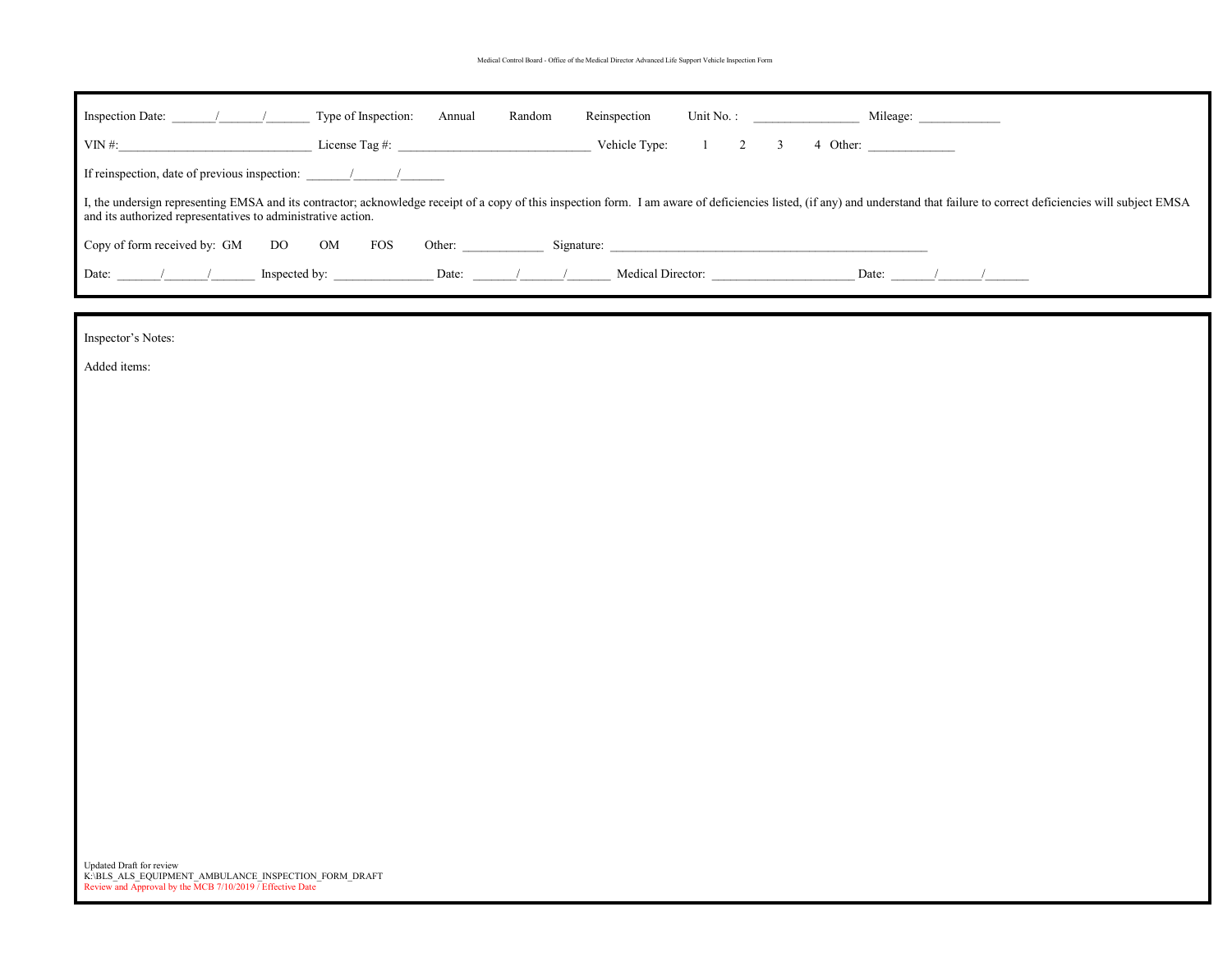Inspection Date: \_\_\_\_\_\_\_/\_\_\_\_\_\_\_/\_\_\_\_\_\_\_ Type of Inspection: Annual Random Reinspection Unit No. : \_\_\_\_\_\_\_\_\_\_\_\_\_\_\_\_\_ Mileage: \_\_\_\_\_\_\_\_\_\_\_\_\_

VIN #:\_\_\_\_\_\_\_\_\_\_\_\_\_\_\_\_\_\_\_\_\_\_\_\_\_\_\_\_\_\_\_ License Tag #: \_\_\_\_\_\_\_\_\_\_\_\_\_\_\_\_\_\_\_\_\_\_\_\_\_\_\_\_\_\_\_ Vehicle Type: 1 2 3 4 Other: \_\_\_\_\_\_\_\_\_\_\_\_\_\_

If reinspection, date of previous inspection: \_\_\_\_\_\_\_/\_\_\_\_\_\_\_/\_\_\_\_\_\_\_

I, the undersign representing EMSA and its contractor; acknowledge receipt of a copy of this inspection form. I am aware of deficiencies listed, (if any) and understand that failure to correct deficiencies will subject EMSA and its authorized representatives to administrative action.

Copy of form received by: GM DO OM FOS Other: \_\_\_\_\_\_\_\_\_\_\_\_\_ Signature: \_\_\_\_\_\_\_\_\_\_\_\_\_\_\_\_\_\_\_\_\_\_\_\_\_\_\_\_\_\_\_\_\_\_\_\_\_\_\_\_\_\_\_\_\_\_\_\_\_\_\_

Date: \_\_\_\_\_\_\_/\_\_\_\_\_\_\_/\_\_\_\_\_\_\_ Inspected by: \_\_\_\_\_\_\_\_\_\_\_\_\_\_\_\_ Date: \_\_\_\_\_\_\_/\_\_\_\_\_\_\_/\_\_\_\_\_\_\_ Medical Director: \_\_\_\_\_\_\_\_\_\_\_\_\_\_\_\_\_\_\_\_\_\_\_ Date: \_\_\_\_\_\_\_/\_\_\_\_\_\_\_/\_\_\_\_\_\_\_

Inspector's Notes:

Added items:

Updated Draft for review
K:\BLS_ALS_EQUIPMENT_AMBULANCE_INSPECTION_FORM_DRAFT
Review and Approval by the MCB 7/10/2019 / Effective Date